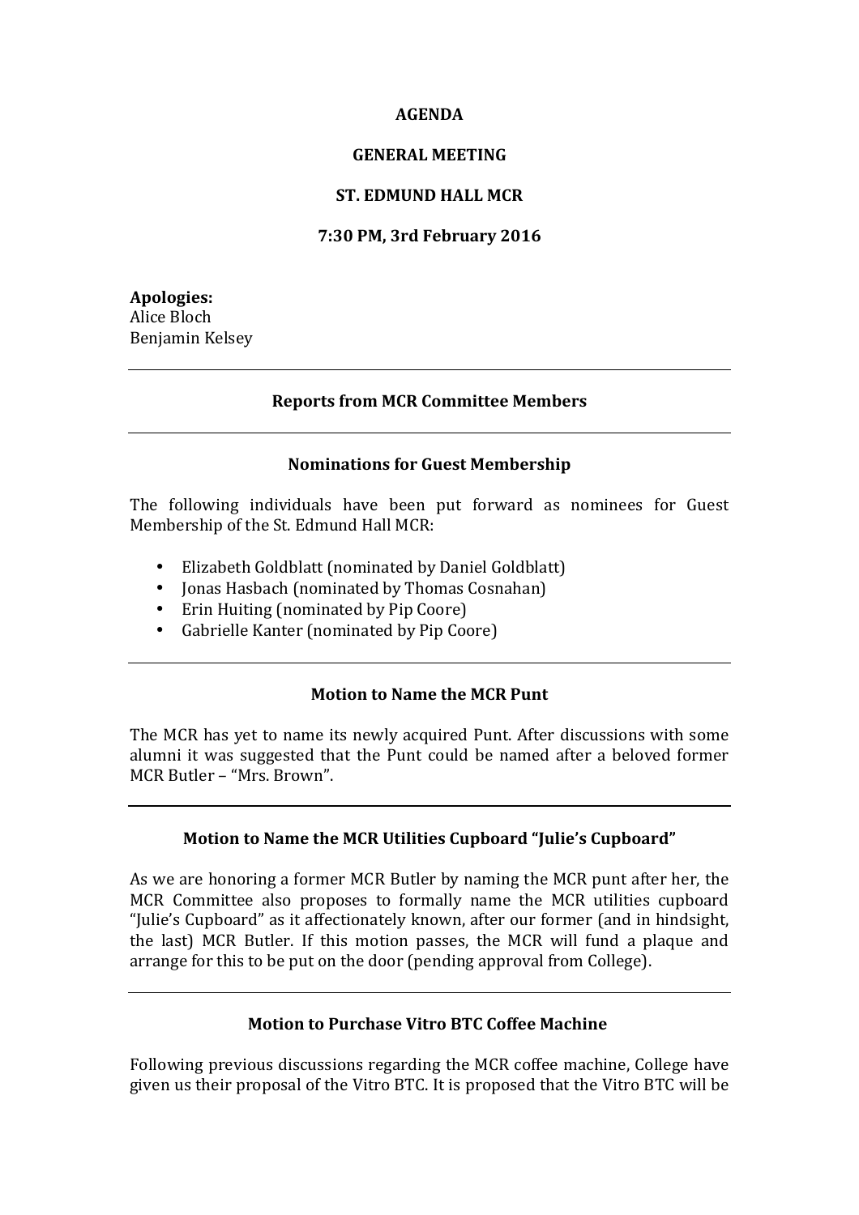# AGENDA

## GENERAL MEETING

## ST. EDMUND HALL MCR

## 7:30 PM, 3rd February 2016

**Apologies:**
Alice Bloch
Benjamin Kelsey

---

### Reports from MCR Committee Members

---

### Nominations for Guest Membership

The following individuals have been put forward as nominees for Guest Membership of the St. Edmund Hall MCR:

- Elizabeth Goldblatt (nominated by Daniel Goldblatt)
- Jonas Hasbach (nominated by Thomas Cosnahan)
- Erin Huiting (nominated by Pip Coore)
- Gabrielle Kanter (nominated by Pip Coore)

---

### Motion to Name the MCR Punt

The MCR has yet to name its newly acquired Punt. After discussions with some alumni it was suggested that the Punt could be named after a beloved former MCR Butler – "Mrs. Brown".

---

### Motion to Name the MCR Utilities Cupboard "Julie's Cupboard"

As we are honoring a former MCR Butler by naming the MCR punt after her, the MCR Committee also proposes to formally name the MCR utilities cupboard "Julie's Cupboard" as it affectionately known, after our former (and in hindsight, the last) MCR Butler. If this motion passes, the MCR will fund a plaque and arrange for this to be put on the door (pending approval from College).

---

### Motion to Purchase Vitro BTC Coffee Machine

Following previous discussions regarding the MCR coffee machine, College have given us their proposal of the Vitro BTC. It is proposed that the Vitro BTC will be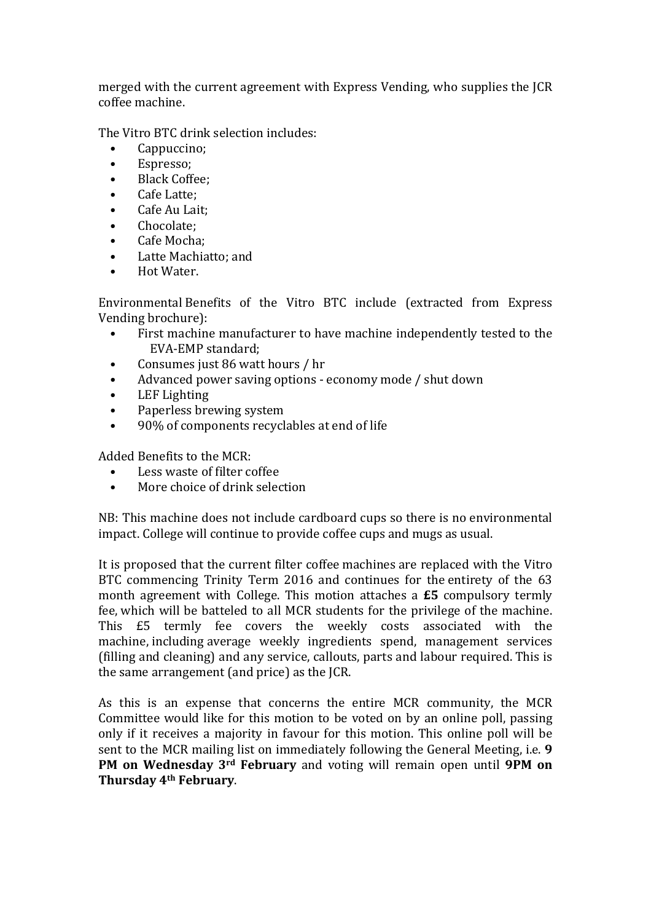merged with the current agreement with Express Vending, who supplies the JCR coffee machine.

The Vitro BTC drink selection includes:

- Cappuccino;
- Espresso;
- Black Coffee;
- Cafe Latte;
- Cafe Au Lait;
- Chocolate;
- Cafe Mocha;
- Latte Machiatto; and
- Hot Water.

Environmental Benefits of the Vitro BTC include (extracted from Express Vending brochure):

- First machine manufacturer to have machine independently tested to the EVA-EMP standard;
- Consumes just 86 watt hours / hr
- Advanced power saving options - economy mode / shut down
- LEF Lighting
- Paperless brewing system
- 90% of components recyclables at end of life

Added Benefits to the MCR:

- Less waste of filter coffee
- More choice of drink selection

NB: This machine does not include cardboard cups so there is no environmental impact. College will continue to provide coffee cups and mugs as usual.

It is proposed that the current filter coffee machines are replaced with the Vitro BTC commencing Trinity Term 2016 and continues for the entirety of the 63 month agreement with College. This motion attaches a **£5** compulsory termly fee, which will be batteled to all MCR students for the privilege of the machine. This £5 termly fee covers the weekly costs associated with the machine, including average weekly ingredients spend, management services (filling and cleaning) and any service, callouts, parts and labour required. This is the same arrangement (and price) as the JCR.

As this is an expense that concerns the entire MCR community, the MCR Committee would like for this motion to be voted on by an online poll, passing only if it receives a majority in favour for this motion. This online poll will be sent to the MCR mailing list on immediately following the General Meeting, i.e. **9 PM on Wednesday 3rd February** and voting will remain open until **9PM on Thursday 4th February**.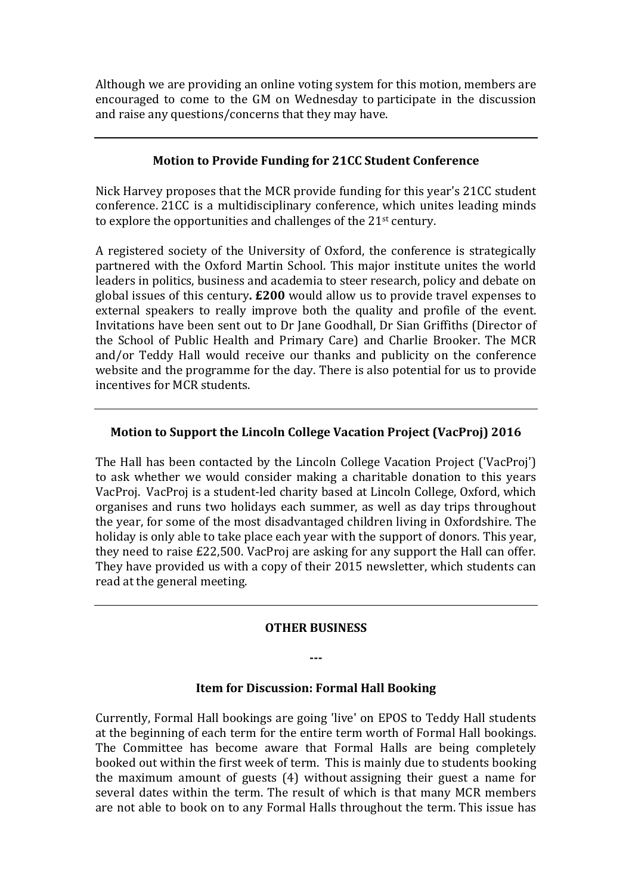Although we are providing an online voting system for this motion, members are encouraged to come to the GM on Wednesday to participate in the discussion and raise any questions/concerns that they may have.

---

### Motion to Provide Funding for 21CC Student Conference

Nick Harvey proposes that the MCR provide funding for this year's 21CC student conference. 21CC is a multidisciplinary conference, which unites leading minds to explore the opportunities and challenges of the 21st century.

A registered society of the University of Oxford, the conference is strategically partnered with the Oxford Martin School. This major institute unites the world leaders in politics, business and academia to steer research, policy and debate on global issues of this century**. £200** would allow us to provide travel expenses to external speakers to really improve both the quality and profile of the event. Invitations have been sent out to Dr Jane Goodhall, Dr Sian Griffiths (Director of the School of Public Health and Primary Care) and Charlie Brooker. The MCR and/or Teddy Hall would receive our thanks and publicity on the conference website and the programme for the day. There is also potential for us to provide incentives for MCR students.

---

### Motion to Support the Lincoln College Vacation Project (VacProj) 2016

The Hall has been contacted by the Lincoln College Vacation Project ('VacProj') to ask whether we would consider making a charitable donation to this years VacProj. VacProj is a student-led charity based at Lincoln College, Oxford, which organises and runs two holidays each summer, as well as day trips throughout the year, for some of the most disadvantaged children living in Oxfordshire. The holiday is only able to take place each year with the support of donors. This year, they need to raise £22,500. VacProj are asking for any support the Hall can offer. They have provided us with a copy of their 2015 newsletter, which students can read at the general meeting.

---

### OTHER BUSINESS

**---**

### Item for Discussion: Formal Hall Booking

Currently, Formal Hall bookings are going 'live' on EPOS to Teddy Hall students at the beginning of each term for the entire term worth of Formal Hall bookings. The Committee has become aware that Formal Halls are being completely booked out within the first week of term. This is mainly due to students booking the maximum amount of guests (4) without assigning their guest a name for several dates within the term. The result of which is that many MCR members are not able to book on to any Formal Halls throughout the term. This issue has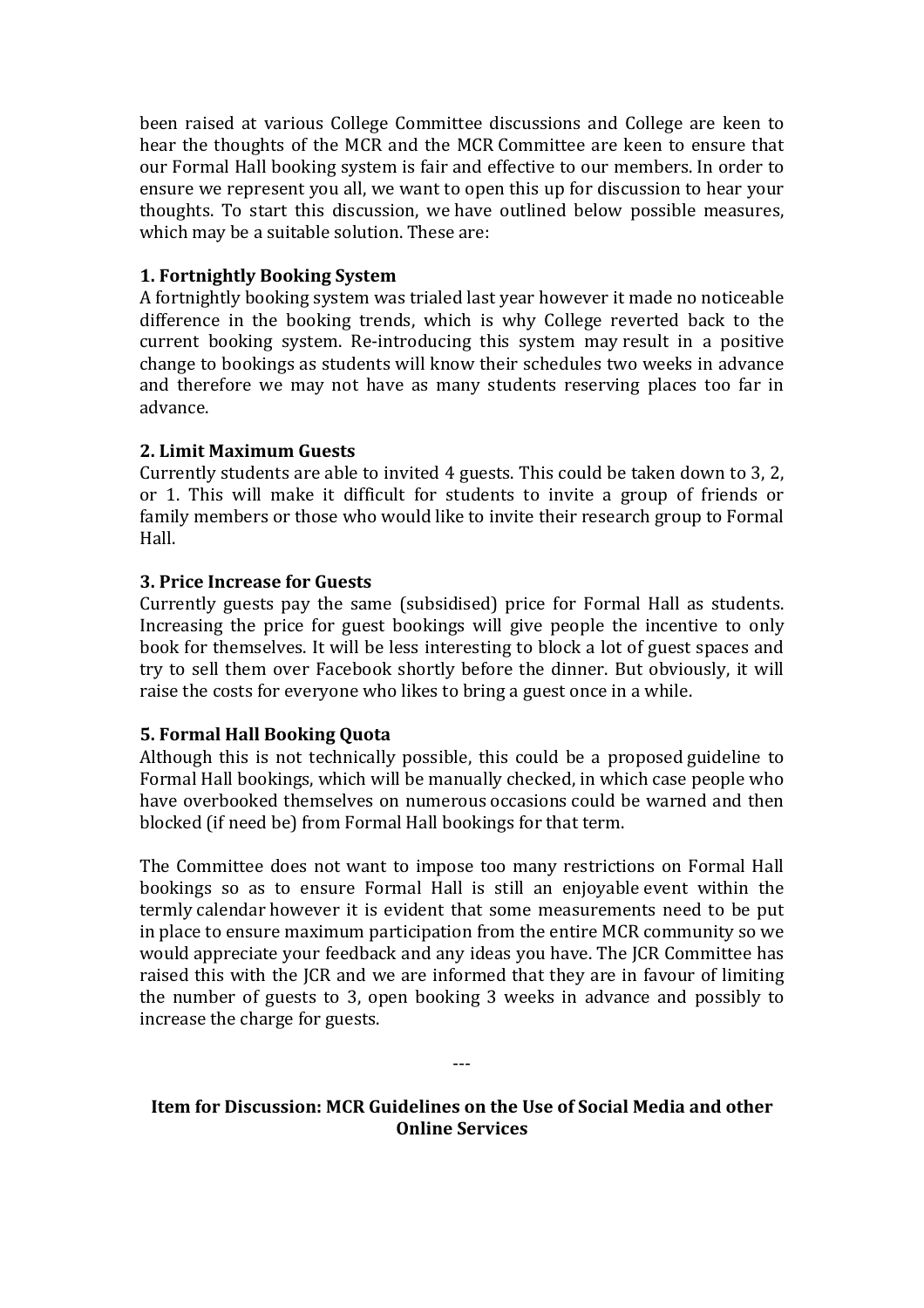been raised at various College Committee discussions and College are keen to hear the thoughts of the MCR and the MCR Committee are keen to ensure that our Formal Hall booking system is fair and effective to our members. In order to ensure we represent you all, we want to open this up for discussion to hear your thoughts. To start this discussion, we have outlined below possible measures, which may be a suitable solution. These are:

**1. Fortnightly Booking System**
A fortnightly booking system was trialed last year however it made no noticeable difference in the booking trends, which is why College reverted back to the current booking system. Re-introducing this system may result in a positive change to bookings as students will know their schedules two weeks in advance and therefore we may not have as many students reserving places too far in advance.

**2. Limit Maximum Guests**
Currently students are able to invited 4 guests. This could be taken down to 3, 2, or 1. This will make it difficult for students to invite a group of friends or family members or those who would like to invite their research group to Formal Hall.

**3. Price Increase for Guests**
Currently guests pay the same (subsidised) price for Formal Hall as students. Increasing the price for guest bookings will give people the incentive to only book for themselves. It will be less interesting to block a lot of guest spaces and try to sell them over Facebook shortly before the dinner. But obviously, it will raise the costs for everyone who likes to bring a guest once in a while.

**5. Formal Hall Booking Quota**
Although this is not technically possible, this could be a proposed guideline to Formal Hall bookings, which will be manually checked, in which case people who have overbooked themselves on numerous occasions could be warned and then blocked (if need be) from Formal Hall bookings for that term.

The Committee does not want to impose too many restrictions on Formal Hall bookings so as to ensure Formal Hall is still an enjoyable event within the termly calendar however it is evident that some measurements need to be put in place to ensure maximum participation from the entire MCR community so we would appreciate your feedback and any ideas you have. The JCR Committee has raised this with the JCR and we are informed that they are in favour of limiting the number of guests to 3, open booking 3 weeks in advance and possibly to increase the charge for guests.

---

**Item for Discussion: MCR Guidelines on the Use of Social Media and other Online Services**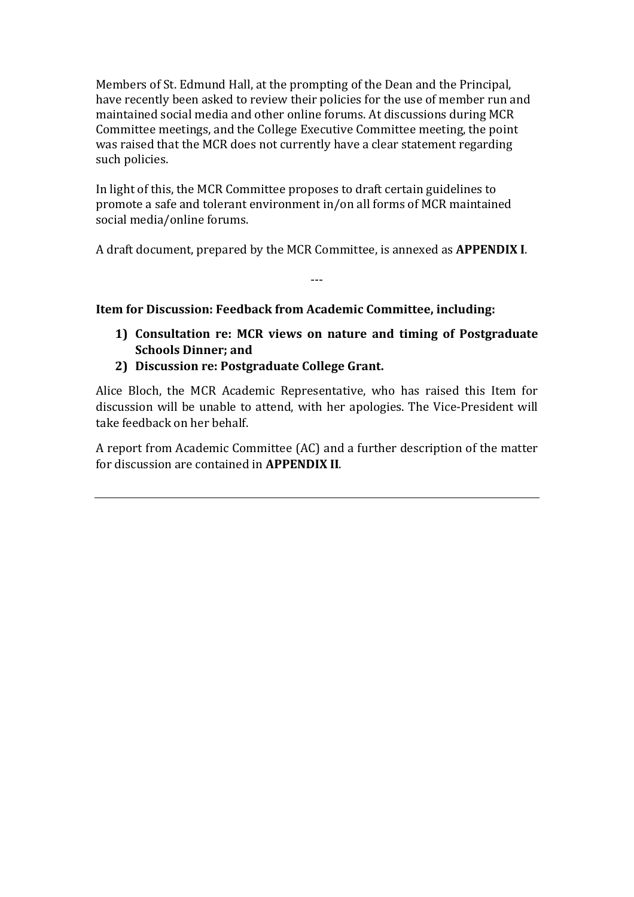Members of St. Edmund Hall, at the prompting of the Dean and the Principal, have recently been asked to review their policies for the use of member run and maintained social media and other online forums. At discussions during MCR Committee meetings, and the College Executive Committee meeting, the point was raised that the MCR does not currently have a clear statement regarding such policies.

In light of this, the MCR Committee proposes to draft certain guidelines to promote a safe and tolerant environment in/on all forms of MCR maintained social media/online forums.

A draft document, prepared by the MCR Committee, is annexed as **APPENDIX I**.

---

**Item for Discussion: Feedback from Academic Committee, including:**

1) **Consultation re: MCR views on nature and timing of Postgraduate Schools Dinner; and**
2) **Discussion re: Postgraduate College Grant.**

Alice Bloch, the MCR Academic Representative, who has raised this Item for discussion will be unable to attend, with her apologies. The Vice-President will take feedback on her behalf.

A report from Academic Committee (AC) and a further description of the matter for discussion are contained in **APPENDIX II**.

---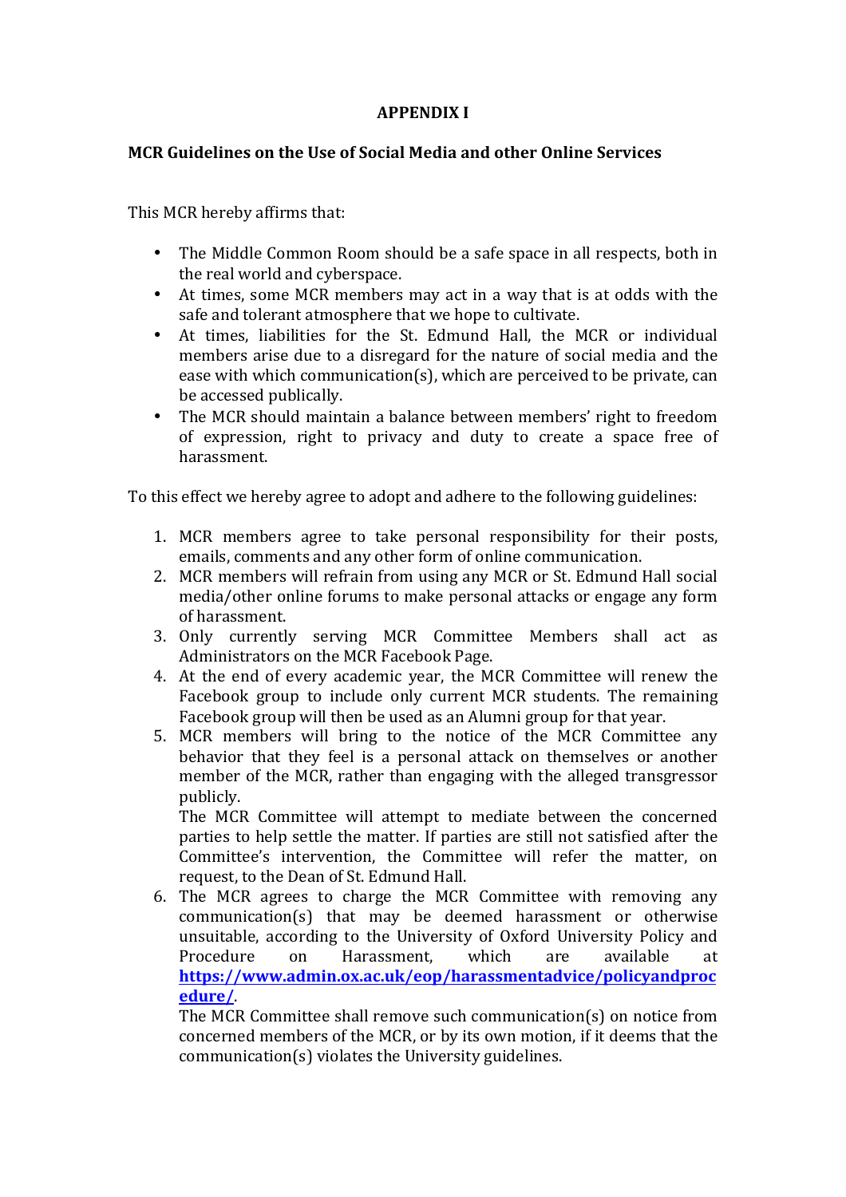**APPENDIX I**

**MCR Guidelines on the Use of Social Media and other Online Services**

This MCR hereby affirms that:

- The Middle Common Room should be a safe space in all respects, both in the real world and cyberspace.
- At times, some MCR members may act in a way that is at odds with the safe and tolerant atmosphere that we hope to cultivate.
- At times, liabilities for the St. Edmund Hall, the MCR or individual members arise due to a disregard for the nature of social media and the ease with which communication(s), which are perceived to be private, can be accessed publically.
- The MCR should maintain a balance between members' right to freedom of expression, right to privacy and duty to create a space free of harassment.

To this effect we hereby agree to adopt and adhere to the following guidelines:

1. MCR members agree to take personal responsibility for their posts, emails, comments and any other form of online communication.
2. MCR members will refrain from using any MCR or St. Edmund Hall social media/other online forums to make personal attacks or engage any form of harassment.
3. Only currently serving MCR Committee Members shall act as Administrators on the MCR Facebook Page.
4. At the end of every academic year, the MCR Committee will renew the Facebook group to include only current MCR students. The remaining Facebook group will then be used as an Alumni group for that year.
5. MCR members will bring to the notice of the MCR Committee any behavior that they feel is a personal attack on themselves or another member of the MCR, rather than engaging with the alleged transgressor publicly.
   The MCR Committee will attempt to mediate between the concerned parties to help settle the matter. If parties are still not satisfied after the Committee's intervention, the Committee will refer the matter, on request, to the Dean of St. Edmund Hall.
6. The MCR agrees to charge the MCR Committee with removing any communication(s) that may be deemed harassment or otherwise unsuitable, according to the University of Oxford University Policy and Procedure on Harassment, which are available at **https://www.admin.ox.ac.uk/eop/harassmentadvice/policyandprocedure/**.
   The MCR Committee shall remove such communication(s) on notice from concerned members of the MCR, or by its own motion, if it deems that the communication(s) violates the University guidelines.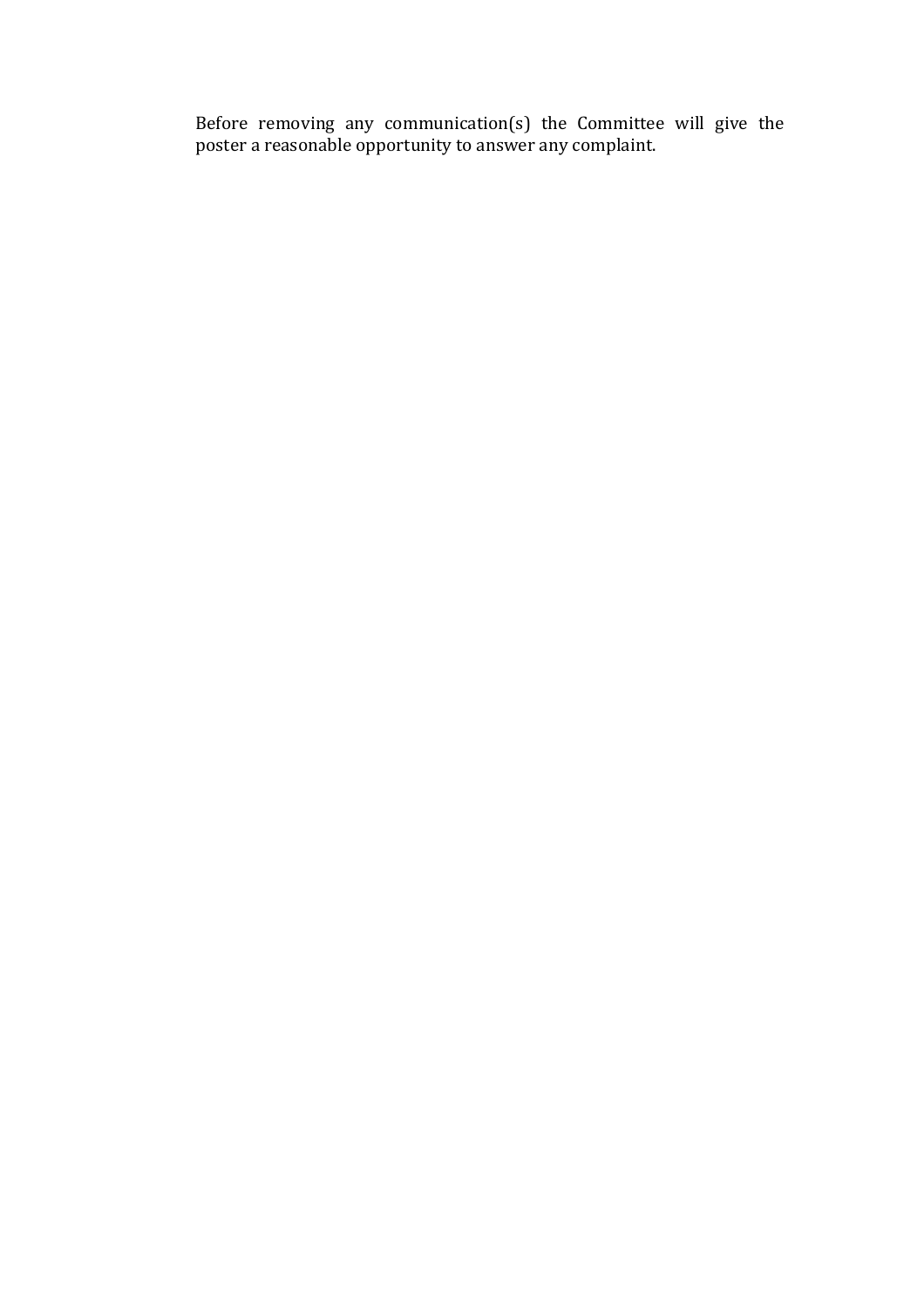Before removing any communication(s) the Committee will give the poster a reasonable opportunity to answer any complaint.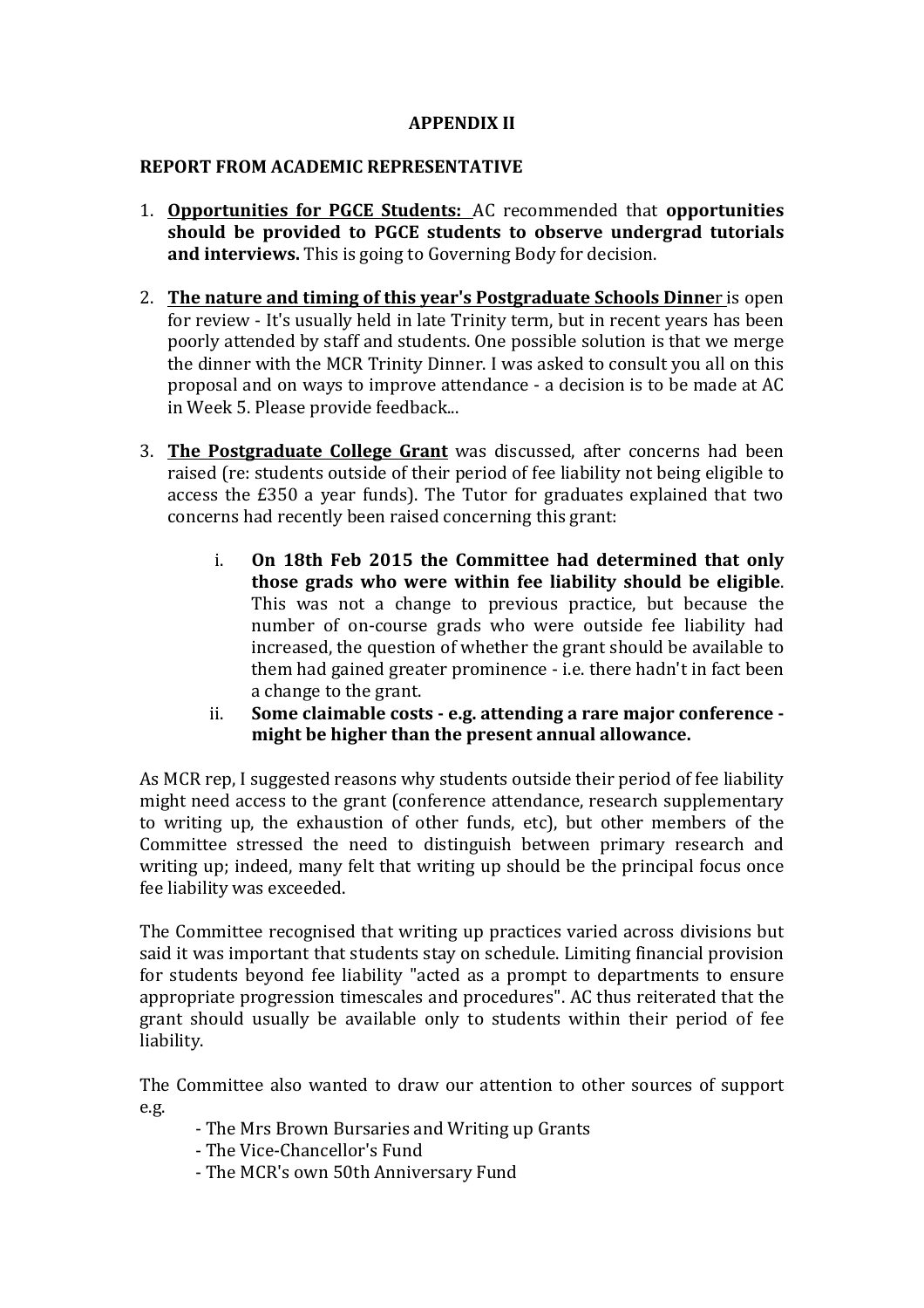**APPENDIX II**

**REPORT FROM ACADEMIC REPRESENTATIVE**

1. **Opportunities for PGCE Students:** AC recommended that **opportunities should be provided to PGCE students to observe undergrad tutorials and interviews.** This is going to Governing Body for decision.

2. **The nature and timing of this year's Postgraduate Schools Dinne**r is open for review - It's usually held in late Trinity term, but in recent years has been poorly attended by staff and students. One possible solution is that we merge the dinner with the MCR Trinity Dinner. I was asked to consult you all on this proposal and on ways to improve attendance - a decision is to be made at AC in Week 5. Please provide feedback...

3. **The Postgraduate College Grant** was discussed, after concerns had been raised (re: students outside of their period of fee liability not being eligible to access the £350 a year funds). The Tutor for graduates explained that two concerns had recently been raised concerning this grant:

    i. **On 18th Feb 2015 the Committee had determined that only those grads who were within fee liability should be eligible**. This was not a change to previous practice, but because the number of on-course grads who were outside fee liability had increased, the question of whether the grant should be available to them had gained greater prominence - i.e. there hadn't in fact been a change to the grant.

    ii. **Some claimable costs - e.g. attending a rare major conference - might be higher than the present annual allowance.**

As MCR rep, I suggested reasons why students outside their period of fee liability might need access to the grant (conference attendance, research supplementary to writing up, the exhaustion of other funds, etc), but other members of the Committee stressed the need to distinguish between primary research and writing up; indeed, many felt that writing up should be the principal focus once fee liability was exceeded.

The Committee recognised that writing up practices varied across divisions but said it was important that students stay on schedule. Limiting financial provision for students beyond fee liability "acted as a prompt to departments to ensure appropriate progression timescales and procedures". AC thus reiterated that the grant should usually be available only to students within their period of fee liability.

The Committee also wanted to draw our attention to other sources of support e.g.

- The Mrs Brown Bursaries and Writing up Grants
- The Vice-Chancellor's Fund
- The MCR's own 50th Anniversary Fund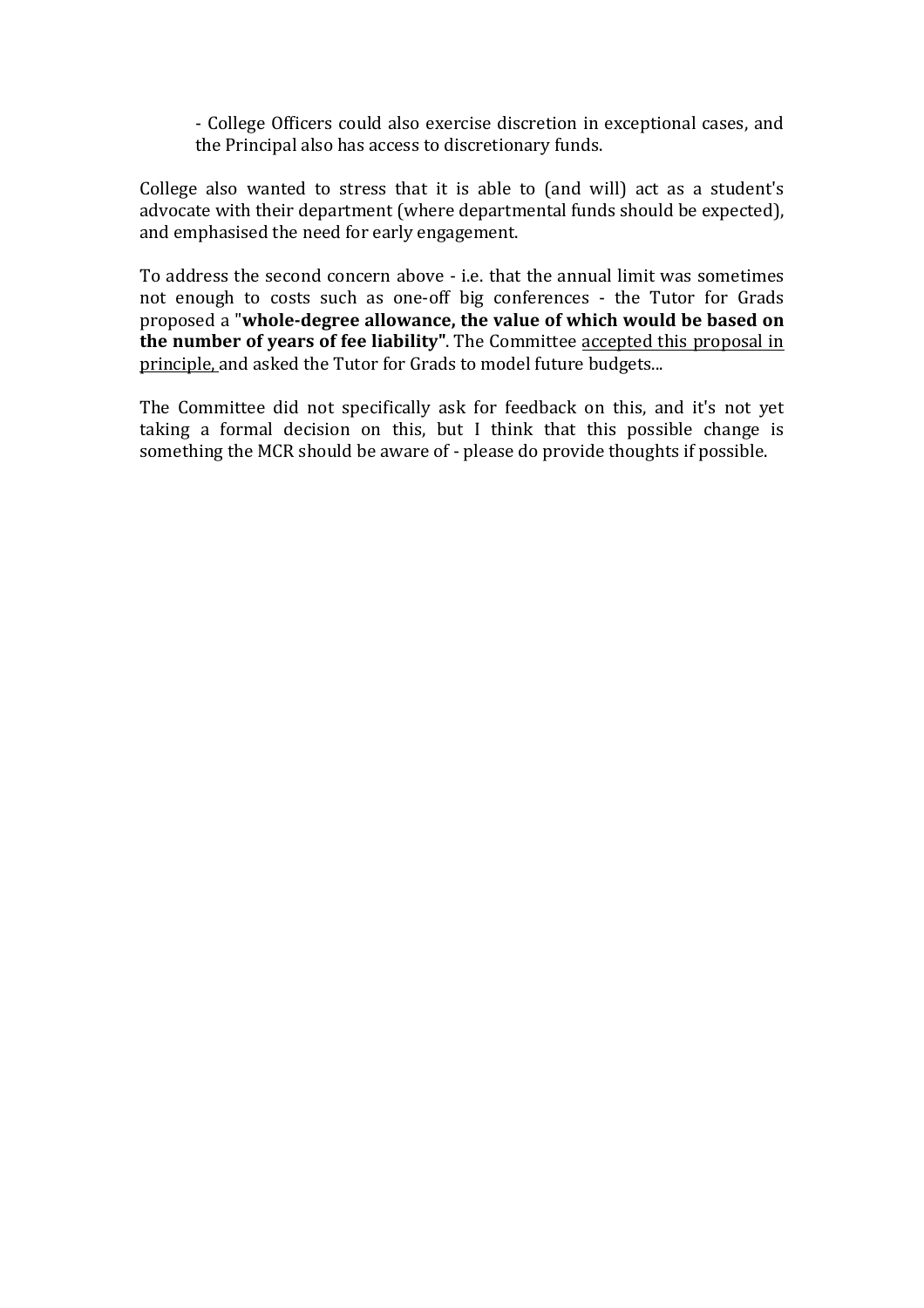- College Officers could also exercise discretion in exceptional cases, and the Principal also has access to discretionary funds.

College also wanted to stress that it is able to (and will) act as a student's advocate with their department (where departmental funds should be expected), and emphasised the need for early engagement.

To address the second concern above - i.e. that the annual limit was sometimes not enough to costs such as one-off big conferences - the Tutor for Grads proposed a "**whole-degree allowance, the value of which would be based on the number of years of fee liability"**. The Committee <u>accepted this proposal in principle,</u> and asked the Tutor for Grads to model future budgets...

The Committee did not specifically ask for feedback on this, and it's not yet taking a formal decision on this, but I think that this possible change is something the MCR should be aware of - please do provide thoughts if possible.